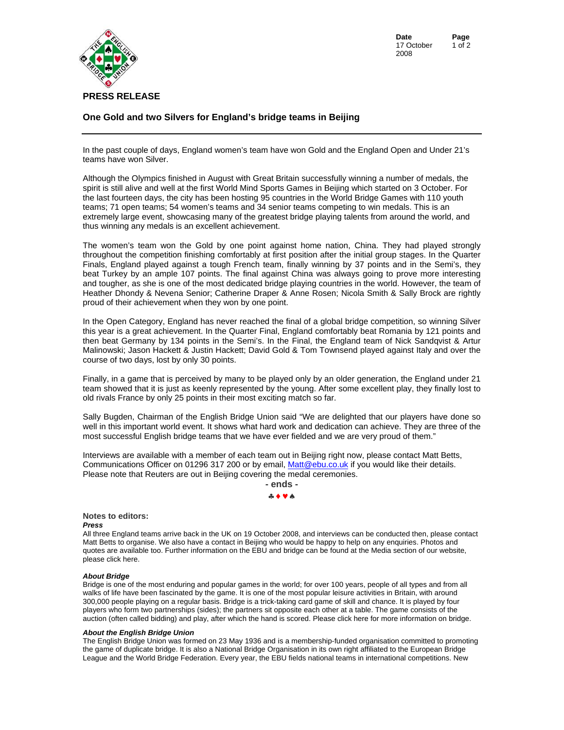**PRESS RELEASE**

**Date** 17 October 2008

## One Gold and two Silvers for England's bridge teams in Beijing

In the past couple of days, England women's team have won Gold and the England Open and Under 21's teams have won Silver.

Although the Olympics finished in August with Great Britain successfully winning a number of medals, the spirit is still alive and well at the first World Mind Sports Games in Beijing which started on 3 October. For the last fourteen days, the city has been hosting 95 countries in the World Bridge Games with 110 youth teams; 71 open teams; 54 women's teams and 34 senior teams competing to win medals. This is an extremely large event, showcasing many of the greatest bridge playing talents from around the world, and thus winning any medals is an excellent achievement.

The women's team won the Gold by one point against home nation, China. They had played strongly throughout the competition finishing comfortably at first position after the initial group stages. In the Quarter Finals, England played against a tough French team, finally winning by 37 points and in the Semi's, they beat Turkey by an ample 107 points. The final against China was always going to prove more interesting and tougher, as she is one of the most dedicated bridge playing countries in the world. However, the team of Heather Dhondy & Nevena Senior; Catherine Draper & Anne Rosen; Nicola Smith & Sally Brock are rightly proud of their achievement when they won by one point.

In the Open Category, England has never reached the final of a global bridge competition, so winning Silver this year is a great achievement. In the Quarter Final, England comfortably beat Romania by 121 points and then beat Germany by 134 points in the Semi's. In the Final, the England team of Nick Sandqvist & Artur Malinowski; Jason Hackett & Justin Hackett; David Gold & Tom Townsend played against Italy and over the course of two days, lost by only 30 points.

Finally, in a game that is perceived by many to be played only by an older generation, the England under 21 team showed that it is just as keenly represented by the young. After some excellent play, they finally lost to old rivals France by only 25 points in their most exciting match so far.

Sally Bugden, Chairman of the English Bridge Union said "We are delighted that our players have done so well in this important world event. It shows what hard work and dedication can achieve. They are three of the most successful English bridge teams that we have ever fielded and we are very proud of them."

Interviews are available with a member of each team out in Beijing right now, please contact Matt Betts, Communications Officer on 01296 317 200 or by email, Matt@ebu.co.uk if you would like their details. Please note that Reuters are out in Beijing covering the medal ceremonies.

**- ends -**

♣♦♥♠

**Notes to editors:**

***Press***

All three England teams arrive back in the UK on 19 October 2008, and interviews can be conducted then, please contact Matt Betts to organise. We also have a contact in Beijing who would be happy to help on any enquiries. Photos and quotes are available too. Further information on the EBU and bridge can be found at the Media section of our website, please click here.

***About Bridge***

Bridge is one of the most enduring and popular games in the world; for over 100 years, people of all types and from all walks of life have been fascinated by the game. It is one of the most popular leisure activities in Britain, with around 300,000 people playing on a regular basis. Bridge is a trick-taking card game of skill and chance. It is played by four players who form two partnerships (sides); the partners sit opposite each other at a table. The game consists of the auction (often called bidding) and play, after which the hand is scored. Please click here for more information on bridge.

***About the English Bridge Union***

The English Bridge Union was formed on 23 May 1936 and is a membership-funded organisation committed to promoting the game of duplicate bridge. It is also a National Bridge Organisation in its own right affiliated to the European Bridge League and the World Bridge Federation. Every year, the EBU fields national teams in international competitions. New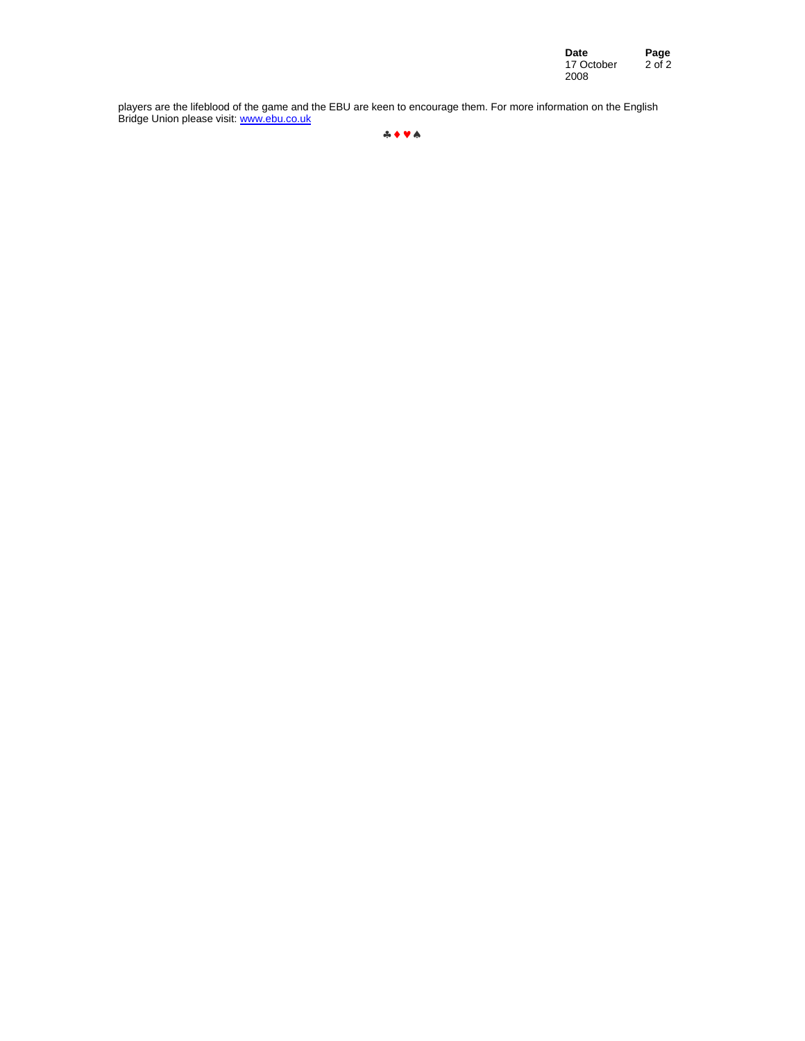players are the lifeblood of the game and the EBU are keen to encourage them. For more information on the English Bridge Union please visit: [www.ebu.co.uk](http://www.ebu.co.uk)

♣ ♦ ♥ ♠